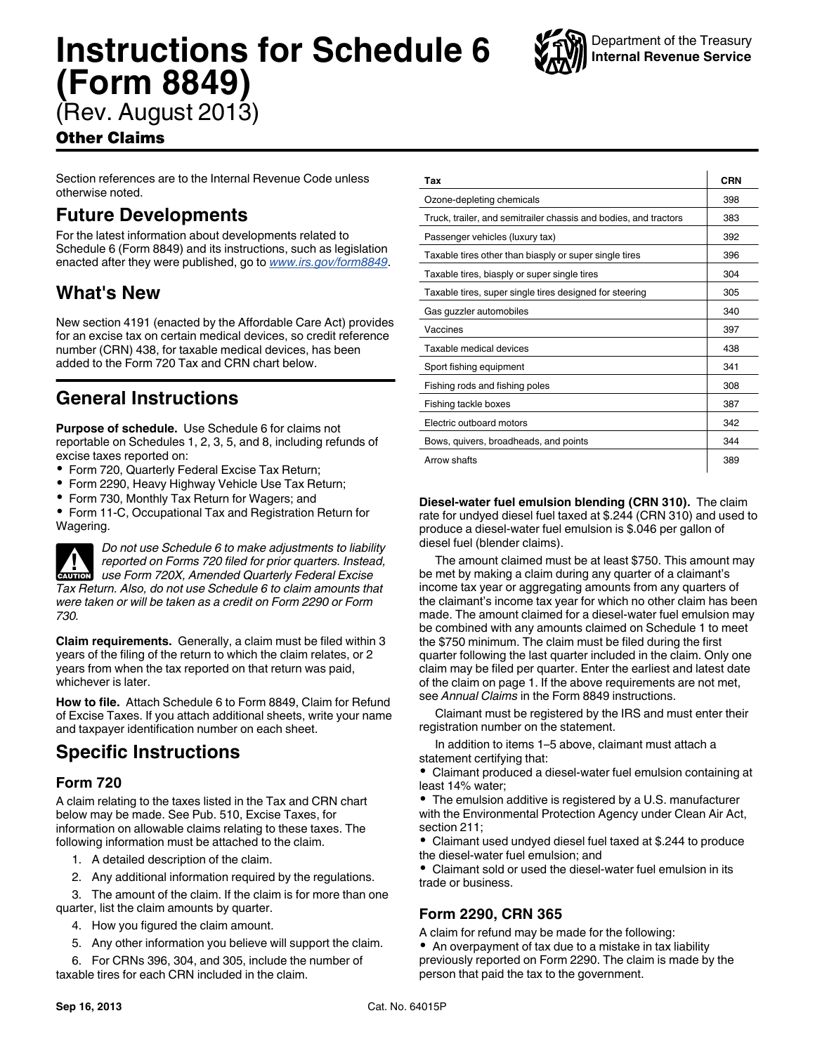# Instructions for Schedule 6 (Form 8849)

(Rev. August 2013)

## Other Claims

Section references are to the Internal Revenue Code unless otherwise noted.

## Future Developments

For the latest information about developments related to Schedule 6 (Form 8849) and its instructions, such as legislation enacted after they were published, go to *www.irs.gov/form8849*.

## What's New

New section 4191 (enacted by the Affordable Care Act) provides for an excise tax on certain medical devices, so credit reference number (CRN) 438, for taxable medical devices, has been added to the Form 720 Tax and CRN chart below.

## General Instructions

**Purpose of schedule.** Use Schedule 6 for claims not reportable on Schedules 1, 2, 3, 5, and 8, including refunds of excise taxes reported on:

- Form 720, Quarterly Federal Excise Tax Return;
- Form 2290, Heavy Highway Vehicle Use Tax Return;
- Form 730, Monthly Tax Return for Wagers; and
- Form 11-C, Occupational Tax and Registration Return for Wagering.

CAUTION: *Do not use Schedule 6 to make adjustments to liability reported on Forms 720 filed for prior quarters. Instead, use Form 720X, Amended Quarterly Federal Excise Tax Return. Also, do not use Schedule 6 to claim amounts that were taken or will be taken as a credit on Form 2290 or Form 730.*

**Claim requirements.** Generally, a claim must be filed within 3 years of the filing of the return to which the claim relates, or 2 years from when the tax reported on that return was paid, whichever is later.

**How to file.** Attach Schedule 6 to Form 8849, Claim for Refund of Excise Taxes. If you attach additional sheets, write your name and taxpayer identification number on each sheet.

## Specific Instructions

### Form 720

A claim relating to the taxes listed in the Tax and CRN chart below may be made. See Pub. 510, Excise Taxes, for information on allowable claims relating to these taxes. The following information must be attached to the claim.

1. A detailed description of the claim.
2. Any additional information required by the regulations.
3. The amount of the claim. If the claim is for more than one quarter, list the claim amounts by quarter.
4. How you figured the claim amount.
5. Any other information you believe will support the claim.
6. For CRNs 396, 304, and 305, include the number of taxable tires for each CRN included in the claim.

| Tax | CRN |
|---|---|
| Ozone-depleting chemicals | 398 |
| Truck, trailer, and semitrailer chassis and bodies, and tractors | 383 |
| Passenger vehicles (luxury tax) | 392 |
| Taxable tires other than biasply or super single tires | 396 |
| Taxable tires, biasply or super single tires | 304 |
| Taxable tires, super single tires designed for steering | 305 |
| Gas guzzler automobiles | 340 |
| Vaccines | 397 |
| Taxable medical devices | 438 |
| Sport fishing equipment | 341 |
| Fishing rods and fishing poles | 308 |
| Fishing tackle boxes | 387 |
| Electric outboard motors | 342 |
| Bows, quivers, broadheads, and points | 344 |
| Arrow shafts | 389 |

**Diesel-water fuel emulsion blending (CRN 310).** The claim rate for undyed diesel fuel taxed at $.244 (CRN 310) and used to produce a diesel-water fuel emulsion is $.046 per gallon of diesel fuel (blender claims).

The amount claimed must be at least $750. This amount may be met by making a claim during any quarter of a claimant's income tax year or aggregating amounts from any quarters of the claimant's income tax year for which no other claim has been made. The amount claimed for a diesel-water fuel emulsion may be combined with any amounts claimed on Schedule 1 to meet the $750 minimum. The claim must be filed during the first quarter following the last quarter included in the claim. Only one claim may be filed per quarter. Enter the earliest and latest date of the claim on page 1. If the above requirements are not met, see *Annual Claims* in the Form 8849 instructions.

Claimant must be registered by the IRS and must enter their registration number on the statement.

In addition to items 1–5 above, claimant must attach a statement certifying that:

- Claimant produced a diesel-water fuel emulsion containing at least 14% water;
- The emulsion additive is registered by a U.S. manufacturer with the Environmental Protection Agency under Clean Air Act, section 211;
- Claimant used undyed diesel fuel taxed at $.244 to produce the diesel-water fuel emulsion; and
- Claimant sold or used the diesel-water fuel emulsion in its trade or business.

### Form 2290, CRN 365

A claim for refund may be made for the following:

- An overpayment of tax due to a mistake in tax liability previously reported on Form 2290. The claim is made by the person that paid the tax to the government.

Sep 16, 2013 Cat. No. 64015P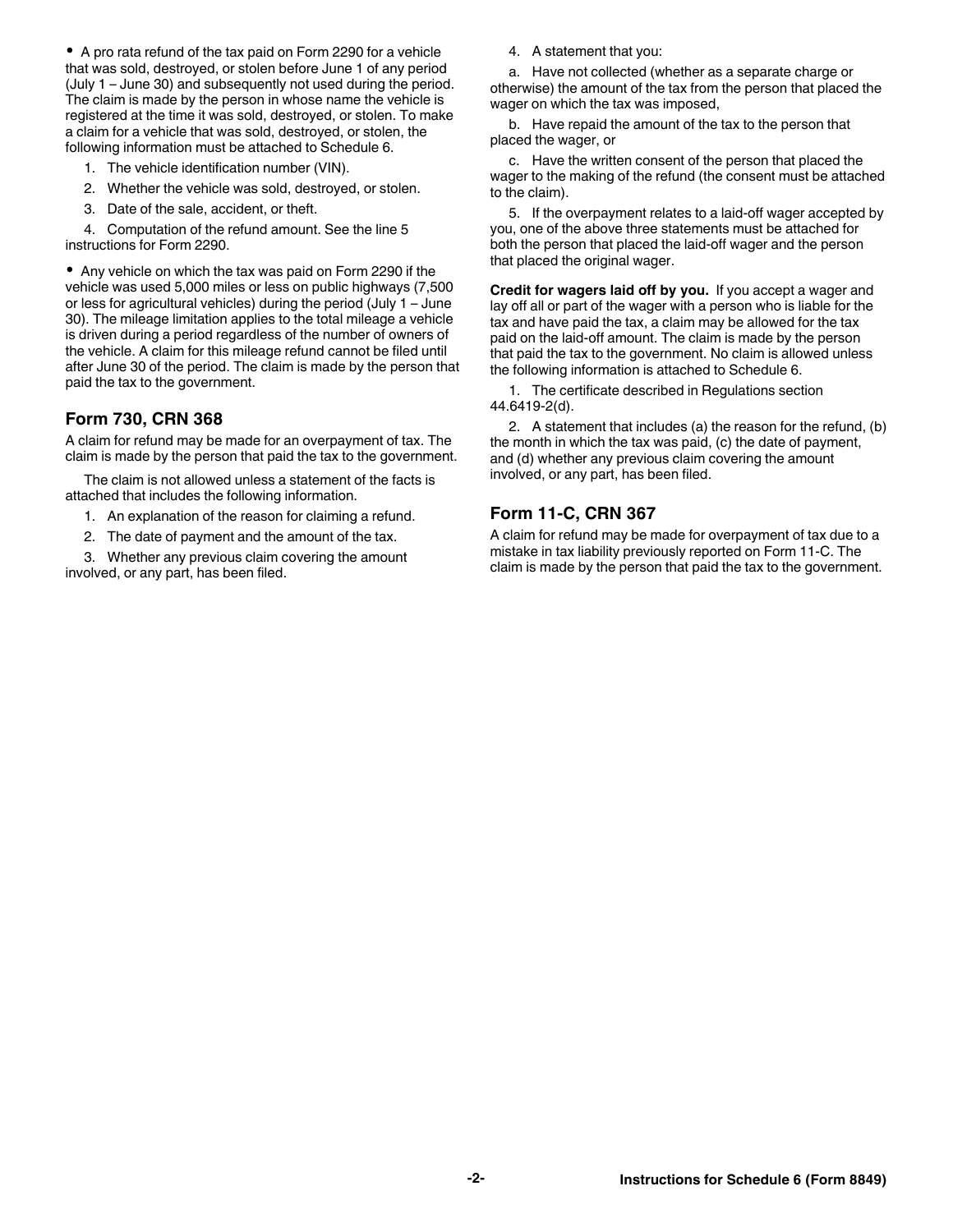- A pro rata refund of the tax paid on Form 2290 for a vehicle that was sold, destroyed, or stolen before June 1 of any period (July 1 – June 30) and subsequently not used during the period. The claim is made by the person in whose name the vehicle is registered at the time it was sold, destroyed, or stolen. To make a claim for a vehicle that was sold, destroyed, or stolen, the following information must be attached to Schedule 6.

   1. The vehicle identification number (VIN).
   2. Whether the vehicle was sold, destroyed, or stolen.
   3. Date of the sale, accident, or theft.
   4. Computation of the refund amount. See the line 5 instructions for Form 2290.

- Any vehicle on which the tax was paid on Form 2290 if the vehicle was used 5,000 miles or less on public highways (7,500 or less for agricultural vehicles) during the period (July 1 – June 30). The mileage limitation applies to the total mileage a vehicle is driven during a period regardless of the number of owners of the vehicle. A claim for this mileage refund cannot be filed until after June 30 of the period. The claim is made by the person that paid the tax to the government.

## Form 730, CRN 368

A claim for refund may be made for an overpayment of tax. The claim is made by the person that paid the tax to the government.

The claim is not allowed unless a statement of the facts is attached that includes the following information.

1. An explanation of the reason for claiming a refund.
2. The date of payment and the amount of the tax.
3. Whether any previous claim covering the amount involved, or any part, has been filed.
4. A statement that you:

   a. Have not collected (whether as a separate charge or otherwise) the amount of the tax from the person that placed the wager on which the tax was imposed,

   b. Have repaid the amount of the tax to the person that placed the wager, or

   c. Have the written consent of the person that placed the wager to the making of the refund (the consent must be attached to the claim).

5. If the overpayment relates to a laid-off wager accepted by you, one of the above three statements must be attached for both the person that placed the laid-off wager and the person that placed the original wager.

**Credit for wagers laid off by you.** If you accept a wager and lay off all or part of the wager with a person who is liable for the tax and have paid the tax, a claim may be allowed for the tax paid on the laid-off amount. The claim is made by the person that paid the tax to the government. No claim is allowed unless the following information is attached to Schedule 6.

1. The certificate described in Regulations section 44.6419-2(d).
2. A statement that includes (a) the reason for the refund, (b) the month in which the tax was paid, (c) the date of payment, and (d) whether any previous claim covering the amount involved, or any part, has been filed.

## Form 11-C, CRN 367

A claim for refund may be made for overpayment of tax due to a mistake in tax liability previously reported on Form 11-C. The claim is made by the person that paid the tax to the government.